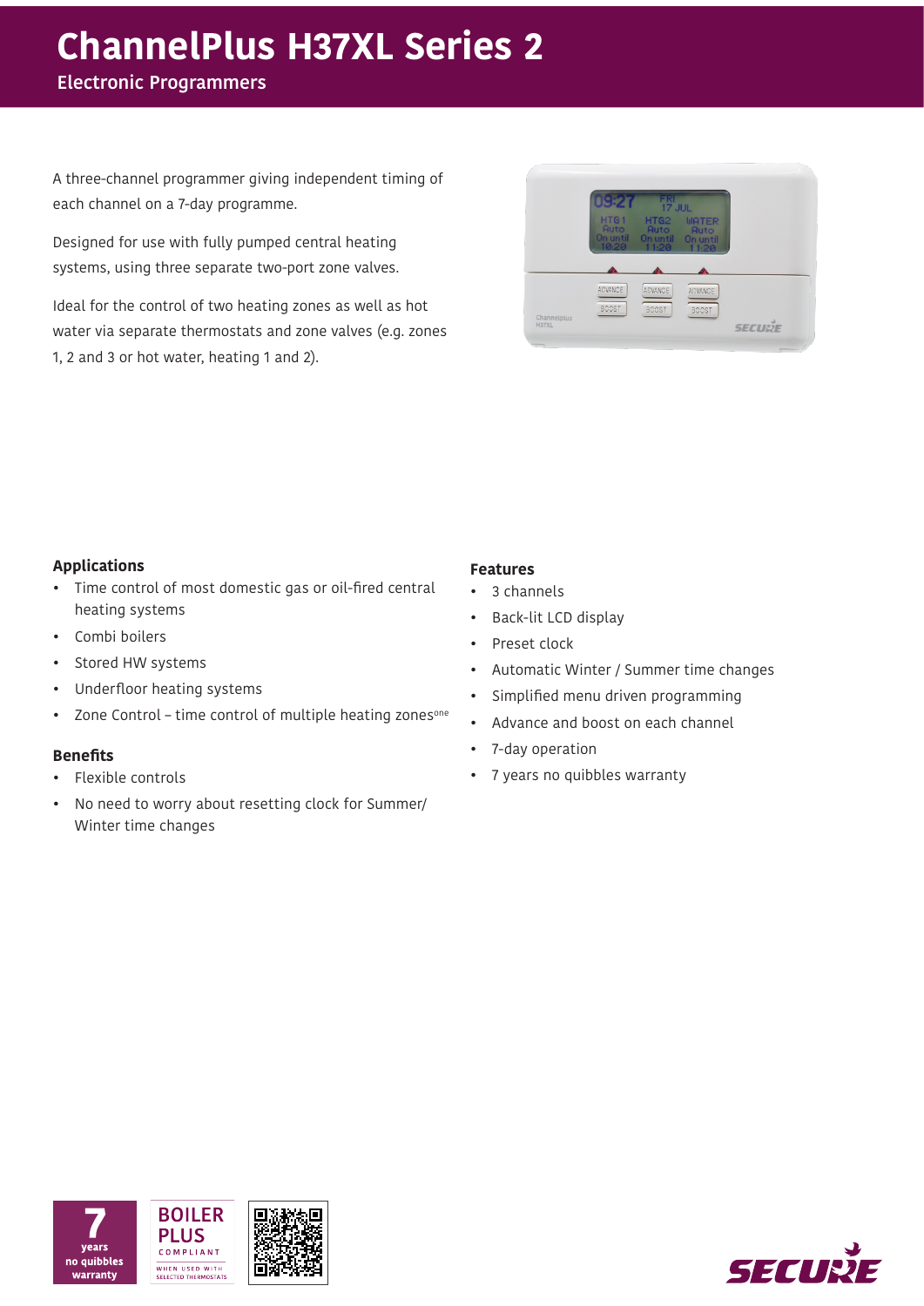# ChannelPlus H37XL Series 2

## Electronic Programmers

A three-channel programmer giving independent timing of each channel on a 7-day programme.

Designed for use with fully pumped central heating systems, using three separate two-port zone valves.

Ideal for the control of two heating zones as well as hot water via separate thermostats and zone valves (e.g. zones 1, 2 and 3 or hot water, heating 1 and 2).

### Applications

- Time control of most domestic gas or oil-fired central heating systems
- Combi boilers
- Stored HW systems
- Underfloor heating systems
- Zone Control – time control of multiple heating zones[one]

### Benefits

- Flexible controls
- No need to worry about resetting clock for Summer/ Winter time changes

### Features

- 3 channels
- Back-lit LCD display
- Preset clock
- Automatic Winter / Summer time changes
- Simplified menu driven programming
- Advance and boost on each channel
- 7-day operation
- 7 years no quibbles warranty

7 years no quibbles warranty

BOILER PLUS COMPLIANT WHEN USED WITH SELECTED THERMOSTATS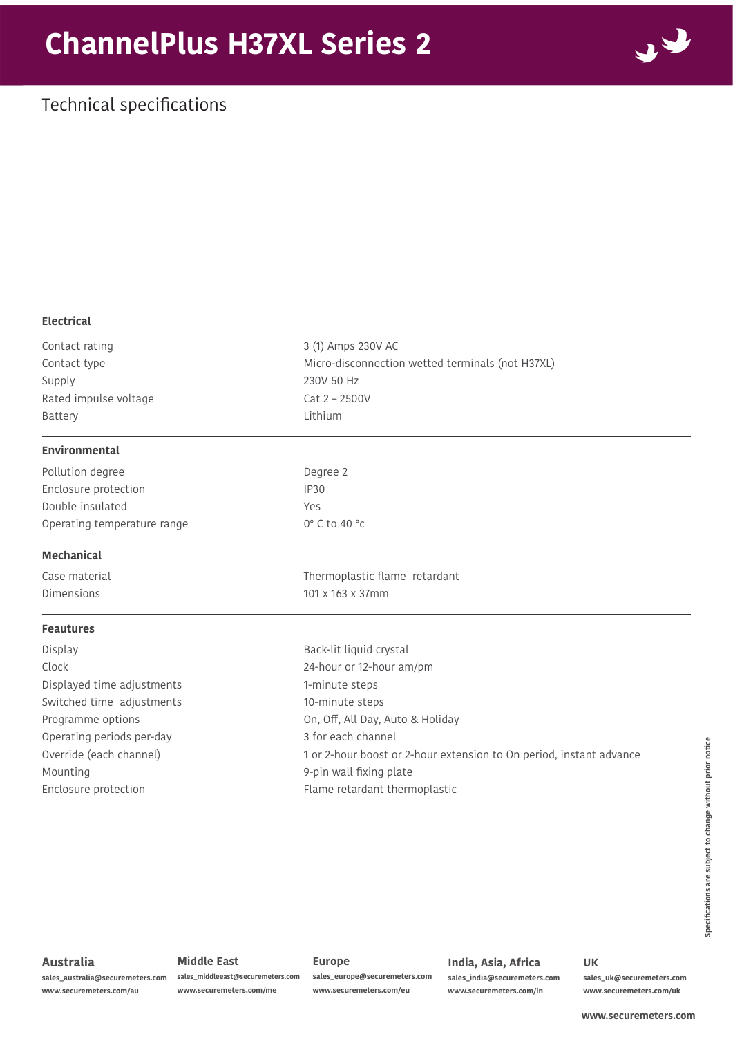# ChannelPlus H37XL Series 2

## Technical specifications

### Electrical

| | |
|---|---|
| Contact rating | 3 (1) Amps 230V AC |
| Contact type | Micro-disconnection wetted terminals (not H37XL) |
| Supply | 230V 50 Hz |
| Rated impulse voltage | Cat 2 – 2500V |
| Battery | Lithium |

### Environmental

| | |
|---|---|
| Pollution degree | Degree 2 |
| Enclosure protection | IP30 |
| Double insulated | Yes |
| Operating temperature range | 0° C to 40 °c |

### Mechanical

| | |
|---|---|
| Case material | Thermoplastic flame retardant |
| Dimensions | 101 x 163 x 37mm |

### Feautures

| | |
|---|---|
| Display | Back-lit liquid crystal |
| Clock | 24-hour or 12-hour am/pm |
| Displayed time adjustments | 1-minute steps |
| Switched time adjustments | 10-minute steps |
| Programme options | On, Off, All Day, Auto & Holiday |
| Operating periods per-day | 3 for each channel |
| Override (each channel) | 1 or 2-hour boost or 2-hour extension to On period, instant advance |
| Mounting | 9-pin wall fixing plate |
| Enclosure protection | Flame retardant thermoplastic |

Specifications are subject to change without prior notice

**Australia**
sales_australia@securemeters.com
www.securemeters.com/au

**Middle East**
sales_middleeast@securemeters.com
www.securemeters.com/me

**Europe**
sales_europe@securemeters.com
www.securemeters.com/eu

**India, Asia, Africa**
sales_india@securemeters.com
www.securemeters.com/in

**UK**
sales_uk@securemeters.com
www.securemeters.com/uk

www.securemeters.com